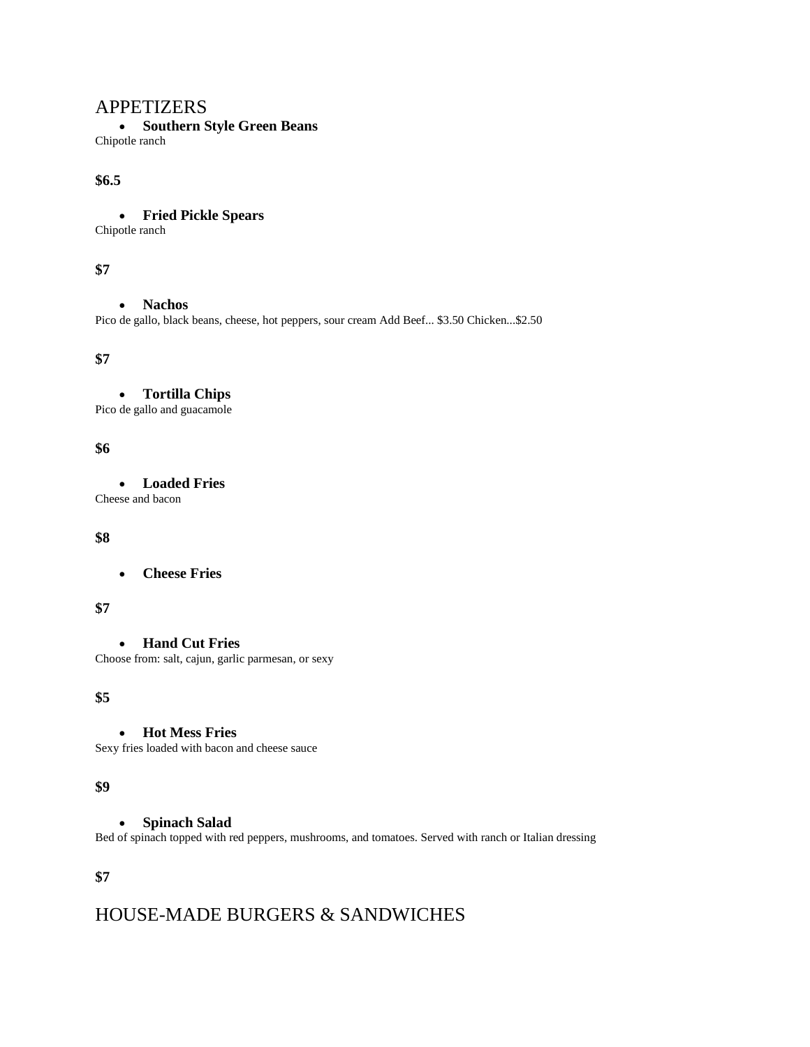# APPETIZERS

- **Southern Style Green Beans**

Chipotle ranch

**$6.5**

- **Fried Pickle Spears**

Chipotle ranch

**$7**

- **Nachos**

Pico de gallo, black beans, cheese, hot peppers, sour cream Add Beef... $3.50 Chicken...$2.50

**$7**

- **Tortilla Chips**

Pico de gallo and guacamole

**$6**

- **Loaded Fries**

Cheese and bacon

**$8**

- **Cheese Fries**

**$7**

- **Hand Cut Fries**

Choose from: salt, cajun, garlic parmesan, or sexy

**$5**

- **Hot Mess Fries**

Sexy fries loaded with bacon and cheese sauce

**$9**

- **Spinach Salad**

Bed of spinach topped with red peppers, mushrooms, and tomatoes. Served with ranch or Italian dressing

**$7**

# HOUSE-MADE BURGERS & SANDWICHES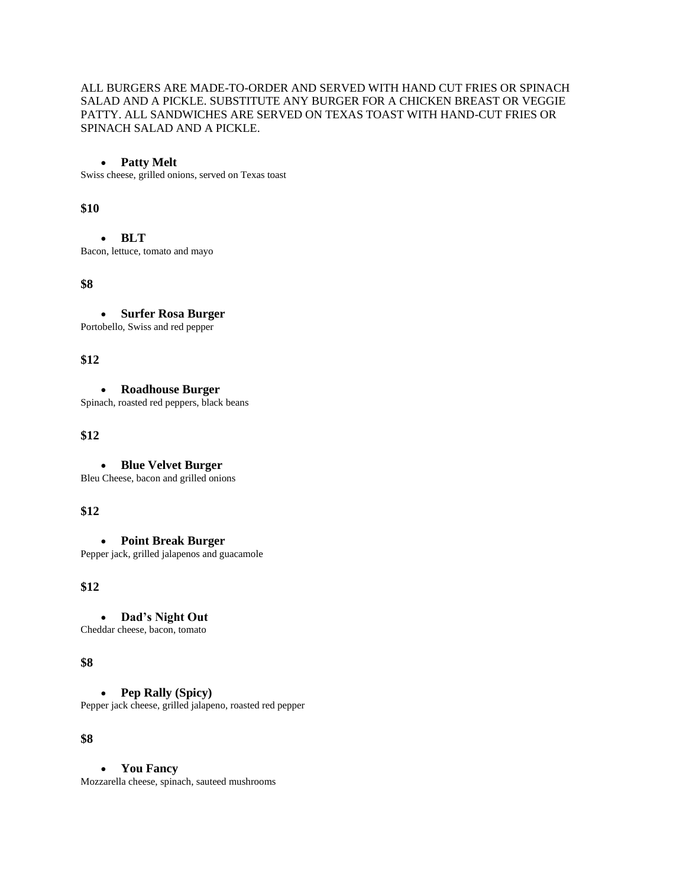ALL BURGERS ARE MADE-TO-ORDER AND SERVED WITH HAND CUT FRIES OR SPINACH SALAD AND A PICKLE. SUBSTITUTE ANY BURGER FOR A CHICKEN BREAST OR VEGGIE PATTY. ALL SANDWICHES ARE SERVED ON TEXAS TOAST WITH HAND-CUT FRIES OR SPINACH SALAD AND A PICKLE.

- **Patty Melt**

Swiss cheese, grilled onions, served on Texas toast

**$10**

- **BLT**

Bacon, lettuce, tomato and mayo

**$8**

- **Surfer Rosa Burger**

Portobello, Swiss and red pepper

**$12**

- **Roadhouse Burger**

Spinach, roasted red peppers, black beans

**$12**

- **Blue Velvet Burger**

Bleu Cheese, bacon and grilled onions

**$12**

- **Point Break Burger**

Pepper jack, grilled jalapenos and guacamole

**$12**

- **Dad's Night Out**

Cheddar cheese, bacon, tomato

**$8**

- **Pep Rally (Spicy)**

Pepper jack cheese, grilled jalapeno, roasted red pepper

**$8**

- **You Fancy**

Mozzarella cheese, spinach, sauteed mushrooms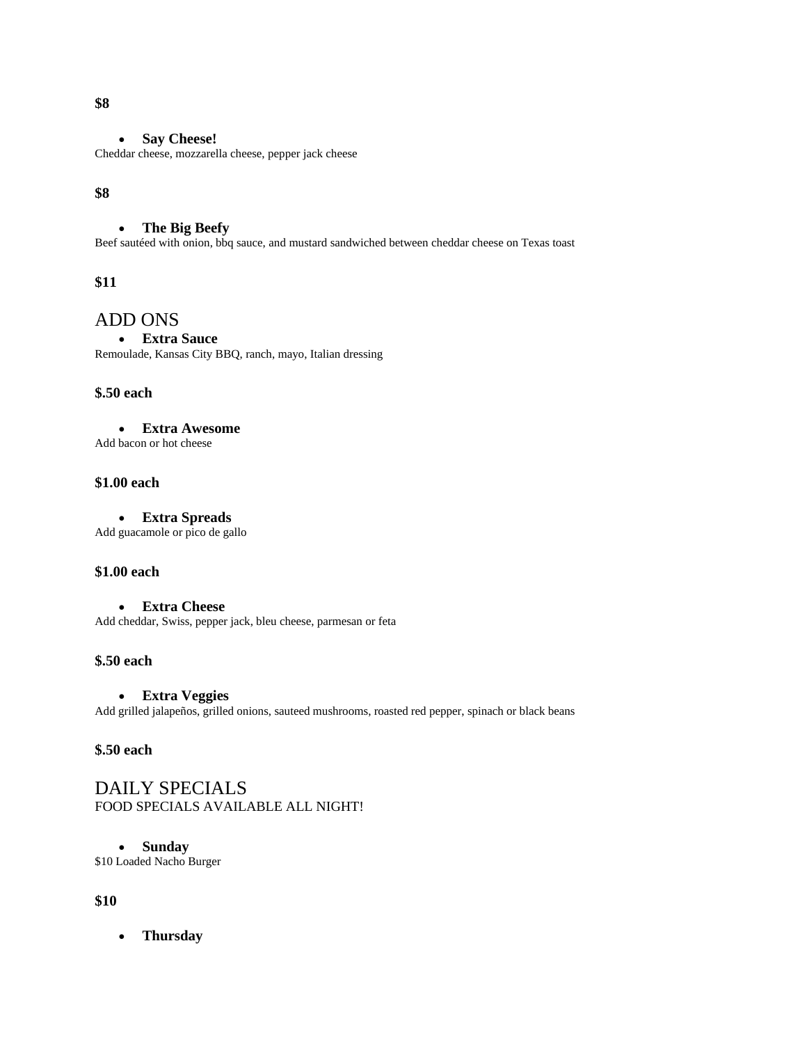**$8**

- **Say Cheese!**

Cheddar cheese, mozzarella cheese, pepper jack cheese

**$8**

- **The Big Beefy**

Beef sautéed with onion, bbq sauce, and mustard sandwiched between cheddar cheese on Texas toast

**$11**

## ADD ONS

- **Extra Sauce**

Remoulade, Kansas City BBQ, ranch, mayo, Italian dressing

**$.50 each**

- **Extra Awesome**

Add bacon or hot cheese

**$1.00 each**

- **Extra Spreads**

Add guacamole or pico de gallo

**$1.00 each**

- **Extra Cheese**

Add cheddar, Swiss, pepper jack, bleu cheese, parmesan or feta

**$.50 each**

- **Extra Veggies**

Add grilled jalapeños, grilled onions, sauteed mushrooms, roasted red pepper, spinach or black beans

**$.50 each**

## DAILY SPECIALS

FOOD SPECIALS AVAILABLE ALL NIGHT!

- **Sunday**

$10 Loaded Nacho Burger

**$10**

- **Thursday**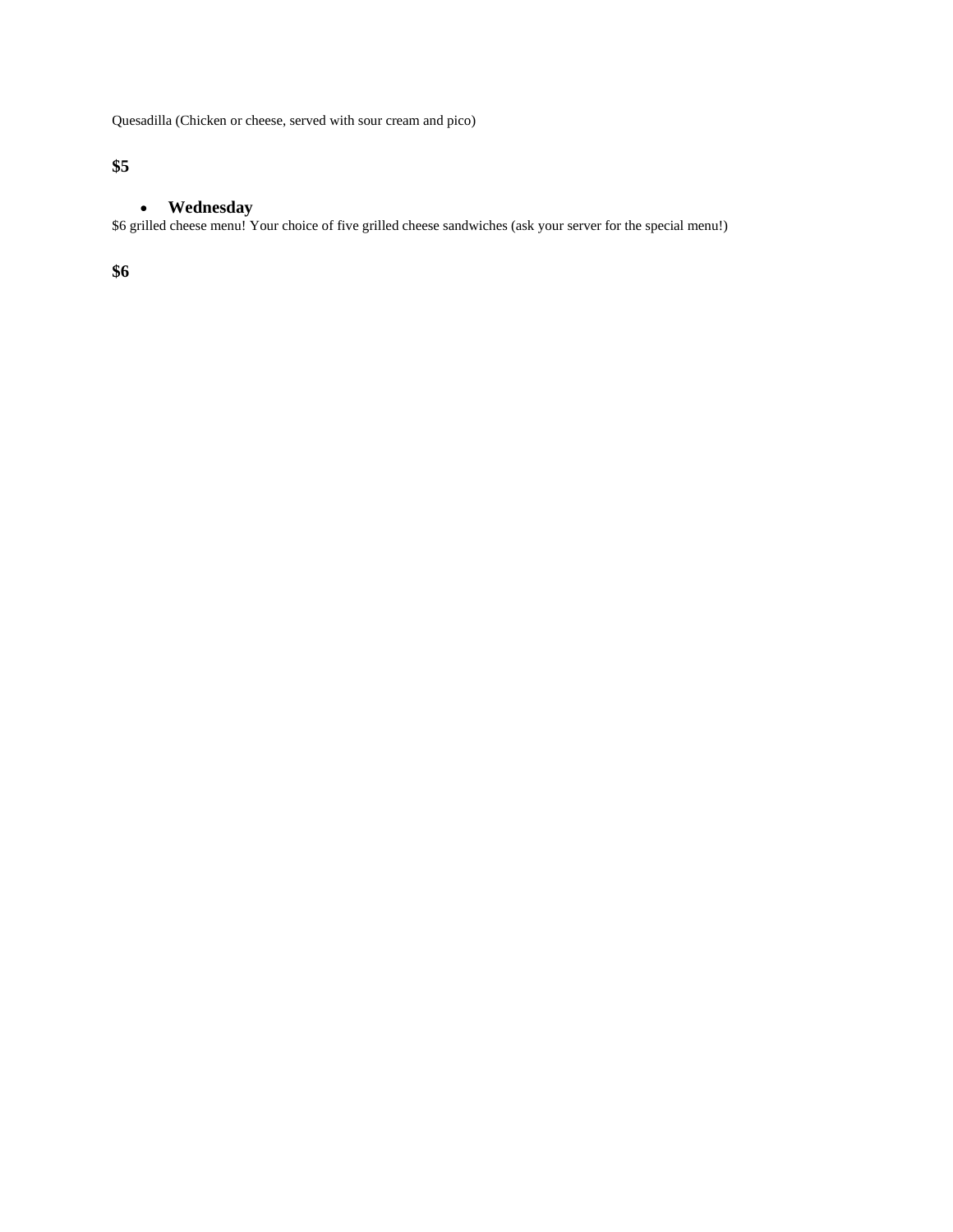Quesadilla (Chicken or cheese, served with sour cream and pico)

**$5**

- **Wednesday**

$6 grilled cheese menu! Your choice of five grilled cheese sandwiches (ask your server for the special menu!)

**$6**